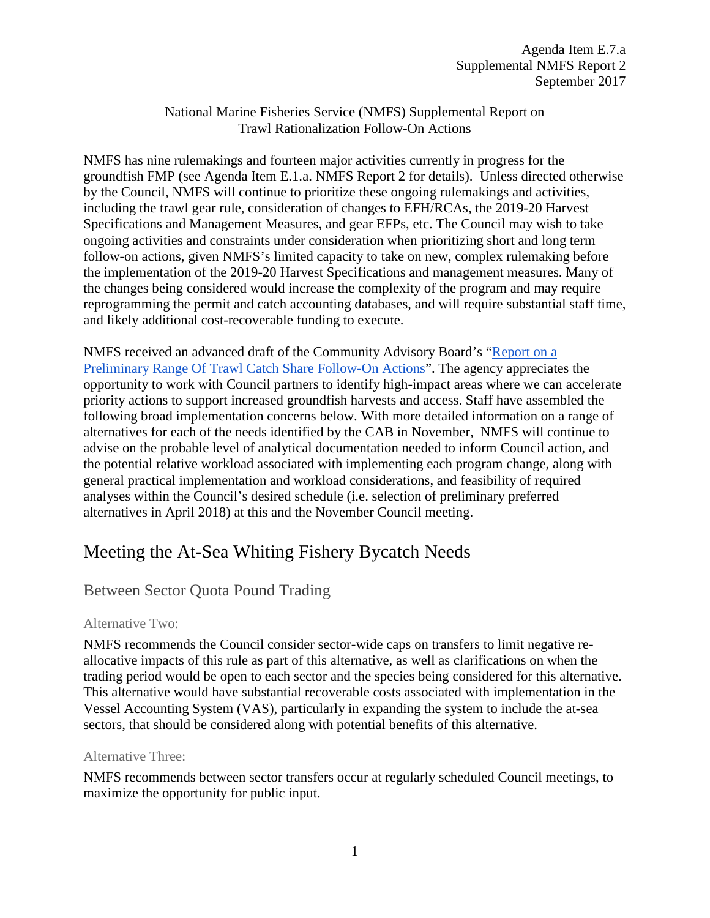Agenda Item E.7.a
Supplemental NMFS Report 2
September 2017

National Marine Fisheries Service (NMFS) Supplemental Report on Trawl Rationalization Follow-On Actions

NMFS has nine rulemakings and fourteen major activities currently in progress for the groundfish FMP (see Agenda Item E.1.a. NMFS Report 2 for details). Unless directed otherwise by the Council, NMFS will continue to prioritize these ongoing rulemakings and activities, including the trawl gear rule, consideration of changes to EFH/RCAs, the 2019-20 Harvest Specifications and Management Measures, and gear EFPs, etc. The Council may wish to take ongoing activities and constraints under consideration when prioritizing short and long term follow-on actions, given NMFS's limited capacity to take on new, complex rulemaking before the implementation of the 2019-20 Harvest Specifications and management measures. Many of the changes being considered would increase the complexity of the program and may require reprogramming the permit and catch accounting databases, and will require substantial staff time, and likely additional cost-recoverable funding to execute.

NMFS received an advanced draft of the Community Advisory Board's "Report on a Preliminary Range Of Trawl Catch Share Follow-On Actions". The agency appreciates the opportunity to work with Council partners to identify high-impact areas where we can accelerate priority actions to support increased groundfish harvests and access. Staff have assembled the following broad implementation concerns below. With more detailed information on a range of alternatives for each of the needs identified by the CAB in November, NMFS will continue to advise on the probable level of analytical documentation needed to inform Council action, and the potential relative workload associated with implementing each program change, along with general practical implementation and workload considerations, and feasibility of required analyses within the Council's desired schedule (i.e. selection of preliminary preferred alternatives in April 2018) at this and the November Council meeting.

# Meeting the At-Sea Whiting Fishery Bycatch Needs

## Between Sector Quota Pound Trading

### Alternative Two:

NMFS recommends the Council consider sector-wide caps on transfers to limit negative re-allocative impacts of this rule as part of this alternative, as well as clarifications on when the trading period would be open to each sector and the species being considered for this alternative. This alternative would have substantial recoverable costs associated with implementation in the Vessel Accounting System (VAS), particularly in expanding the system to include the at-sea sectors, that should be considered along with potential benefits of this alternative.

### Alternative Three:

NMFS recommends between sector transfers occur at regularly scheduled Council meetings, to maximize the opportunity for public input.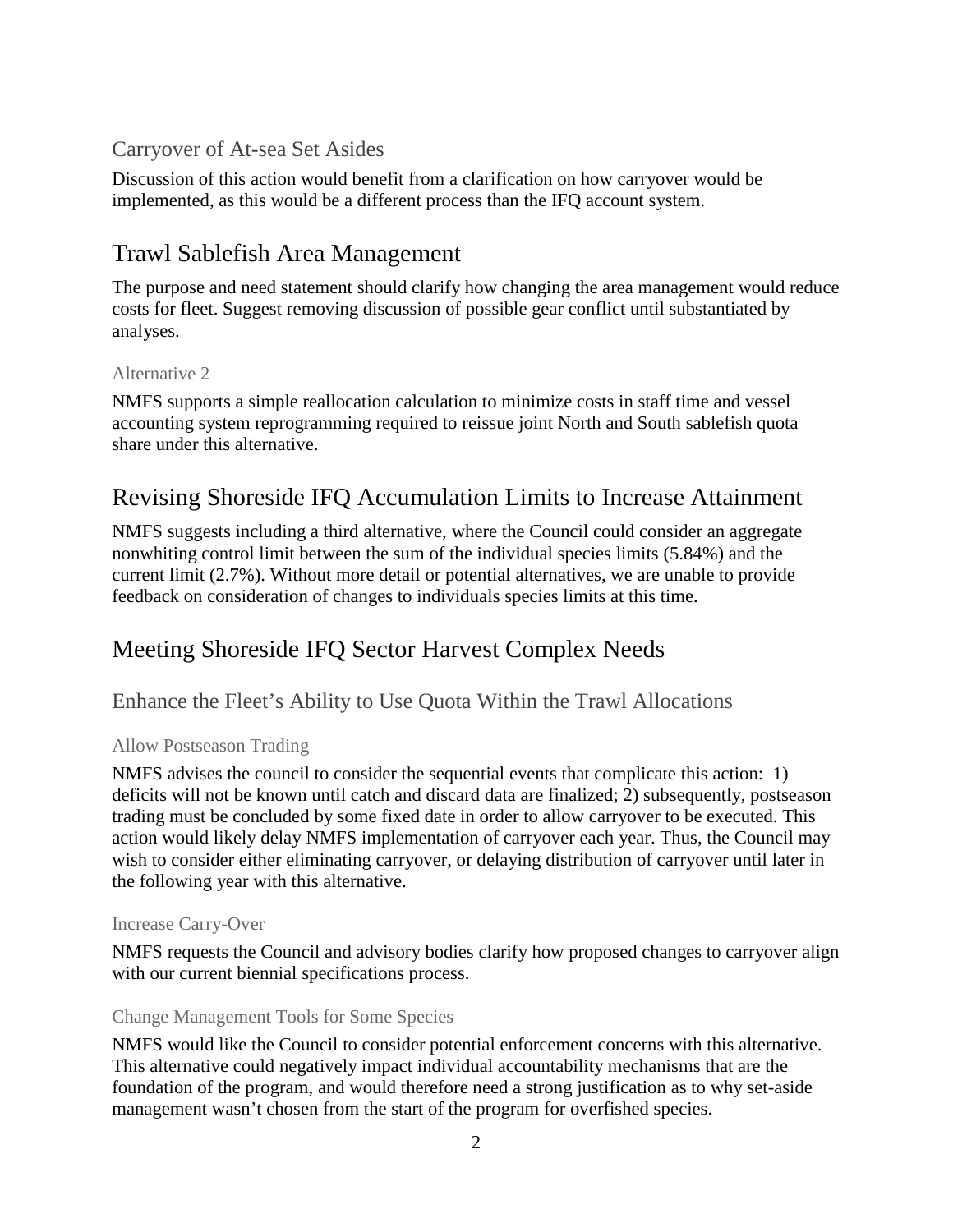### Carryover of At-sea Set Asides

Discussion of this action would benefit from a clarification on how carryover would be implemented, as this would be a different process than the IFQ account system.

## Trawl Sablefish Area Management

The purpose and need statement should clarify how changing the area management would reduce costs for fleet. Suggest removing discussion of possible gear conflict until substantiated by analyses.

#### Alternative 2

NMFS supports a simple reallocation calculation to minimize costs in staff time and vessel accounting system reprogramming required to reissue joint North and South sablefish quota share under this alternative.

## Revising Shoreside IFQ Accumulation Limits to Increase Attainment

NMFS suggests including a third alternative, where the Council could consider an aggregate nonwhiting control limit between the sum of the individual species limits (5.84%) and the current limit (2.7%). Without more detail or potential alternatives, we are unable to provide feedback on consideration of changes to individuals species limits at this time.

## Meeting Shoreside IFQ Sector Harvest Complex Needs

### Enhance the Fleet's Ability to Use Quota Within the Trawl Allocations

#### Allow Postseason Trading

NMFS advises the council to consider the sequential events that complicate this action: 1) deficits will not be known until catch and discard data are finalized; 2) subsequently, postseason trading must be concluded by some fixed date in order to allow carryover to be executed. This action would likely delay NMFS implementation of carryover each year. Thus, the Council may wish to consider either eliminating carryover, or delaying distribution of carryover until later in the following year with this alternative.

#### Increase Carry-Over

NMFS requests the Council and advisory bodies clarify how proposed changes to carryover align with our current biennial specifications process.

#### Change Management Tools for Some Species

NMFS would like the Council to consider potential enforcement concerns with this alternative. This alternative could negatively impact individual accountability mechanisms that are the foundation of the program, and would therefore need a strong justification as to why set-aside management wasn't chosen from the start of the program for overfished species.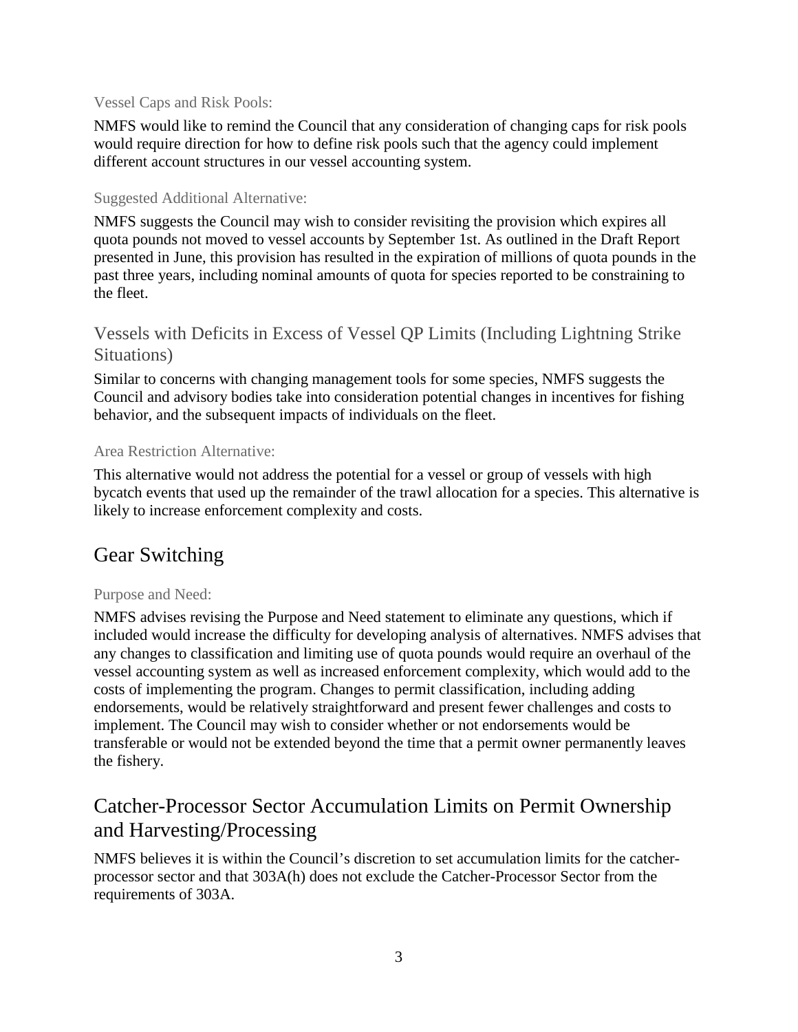#### Vessel Caps and Risk Pools:

NMFS would like to remind the Council that any consideration of changing caps for risk pools would require direction for how to define risk pools such that the agency could implement different account structures in our vessel accounting system.

#### Suggested Additional Alternative:

NMFS suggests the Council may wish to consider revisiting the provision which expires all quota pounds not moved to vessel accounts by September 1st. As outlined in the Draft Report presented in June, this provision has resulted in the expiration of millions of quota pounds in the past three years, including nominal amounts of quota for species reported to be constraining to the fleet.

### Vessels with Deficits in Excess of Vessel QP Limits (Including Lightning Strike Situations)

Similar to concerns with changing management tools for some species, NMFS suggests the Council and advisory bodies take into consideration potential changes in incentives for fishing behavior, and the subsequent impacts of individuals on the fleet.

#### Area Restriction Alternative:

This alternative would not address the potential for a vessel or group of vessels with high bycatch events that used up the remainder of the trawl allocation for a species. This alternative is likely to increase enforcement complexity and costs.

## Gear Switching

#### Purpose and Need:

NMFS advises revising the Purpose and Need statement to eliminate any questions, which if included would increase the difficulty for developing analysis of alternatives. NMFS advises that any changes to classification and limiting use of quota pounds would require an overhaul of the vessel accounting system as well as increased enforcement complexity, which would add to the costs of implementing the program. Changes to permit classification, including adding endorsements, would be relatively straightforward and present fewer challenges and costs to implement. The Council may wish to consider whether or not endorsements would be transferable or would not be extended beyond the time that a permit owner permanently leaves the fishery.

## Catcher-Processor Sector Accumulation Limits on Permit Ownership and Harvesting/Processing

NMFS believes it is within the Council's discretion to set accumulation limits for the catcher-processor sector and that 303A(h) does not exclude the Catcher-Processor Sector from the requirements of 303A.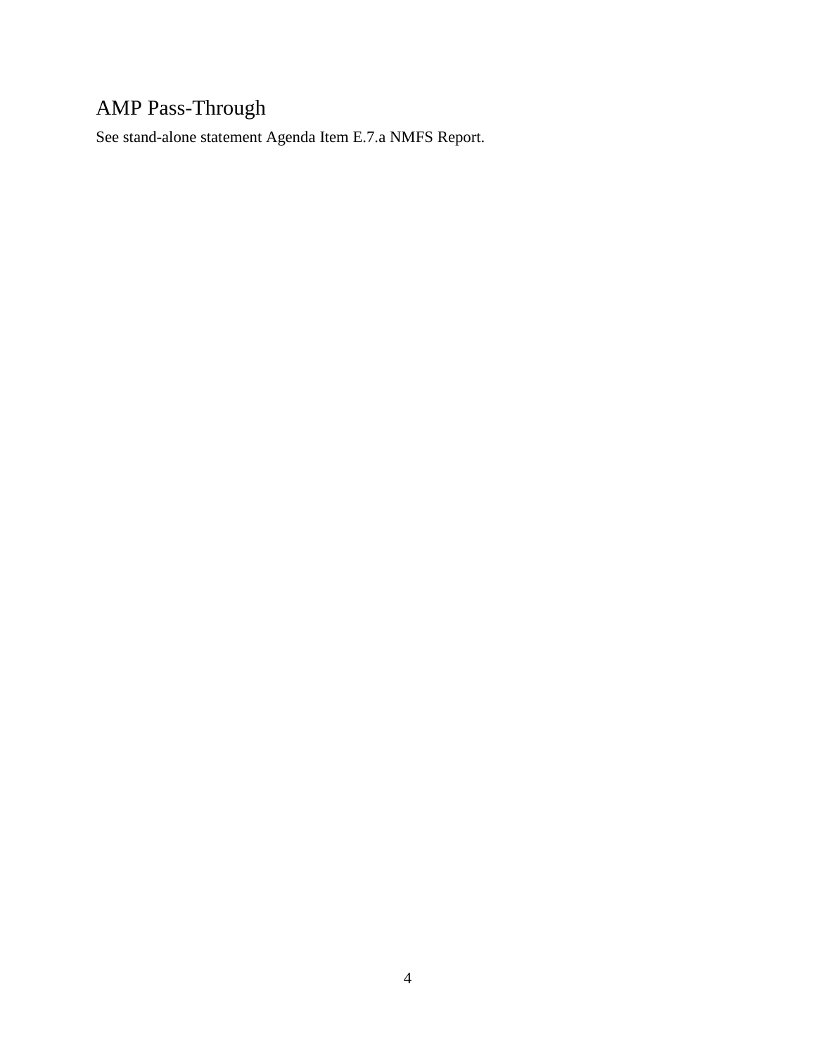## AMP Pass-Through

See stand-alone statement Agenda Item E.7.a NMFS Report.